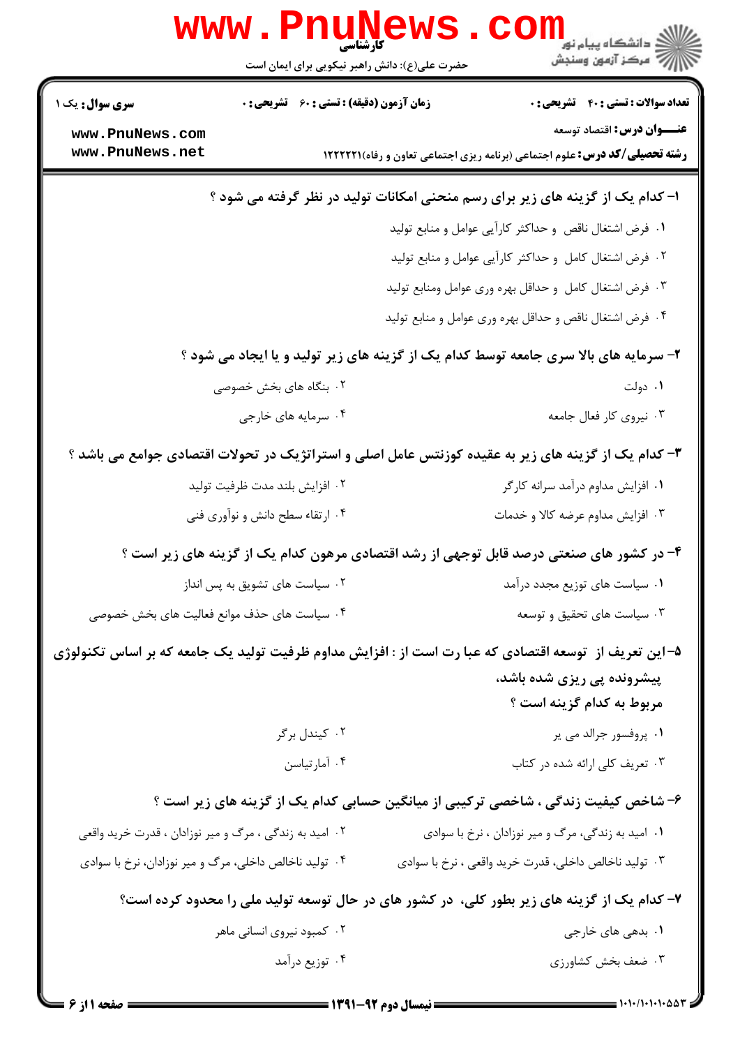**کارشناسی**

حضرت علی(ع): دانش راهبر نیکویی برای ایمان است

**سری سوال:** یک ۱ | **زمان آزمون (دقیقه) : تستی : ۶۰ تشریحی : ۰** | **تعداد سوالات : تستی : ۴۰ تشریحی : ۰**

**عنـــوان درس:** اقتصاد توسعه

**رشته تحصیلی/کد درس:** علوم اجتماعی (برنامه ریزی اجتماعی تعاون و رفاه)۱۲۲۲۲۲۱

**۱- کدام یک از گزینه های زیر برای رسم منحنی امکانات تولید در نظر گرفته می شود ؟**

۱. فرض اشتغال ناقص و حداکثر کارآیی عوامل و منابع تولید

۲. فرض اشتغال کامل و حداکثر کارآیی عوامل و منابع تولید

۳. فرض اشتغال کامل و حداقل بهره وری عوامل ومنابع تولید

۴. فرض اشتغال ناقص و حداقل بهره وری عوامل و منابع تولید

**۲- سرمایه های بالا سری جامعه توسط کدام یک از گزینه های زیر تولید و یا ایجاد می شود ؟**

۱. دولت

۲. بنگاه های بخش خصوصی

۳. نیروی کار فعال جامعه

۴. سرمایه های خارجی

**۳- کدام یک از گزینه های زیر به عقیده کوزنتس عامل اصلی و استراتژیک در تحولات اقتصادی جوامع می باشد ؟**

۱. افزایش مداوم درآمد سرانه کارگر

۲. افزایش بلند مدت ظرفیت تولید

۳. افزایش مداوم عرضه کالا و خدمات

۴. ارتقاء سطح دانش و نوآوری فنی

**۴- در کشور های صنعتی درصد قابل توجهی از رشد اقتصادی مرهون کدام یک از گزینه های زیر است ؟**

۱. سیاست های توزیع مجدد درآمد

۲. سیاست های تشویق به پس انداز

۳. سیاست های تحقیق و توسعه

۴. سیاست های حذف موانع فعالیت های بخش خصوصی

**۵-این تعریف از توسعه اقتصادی که عبا رت است از : افزایش مداوم ظرفیت تولید یک جامعه که بر اساس تکنولوژی پیشرونده پی ریزی شده باشد، مربوط به کدام گزینه است ؟**

۱. پروفسور جرالد می یر

۲. کیندل برگر

۳. تعریف کلی ارائه شده در کتاب

۴. آمارتیاسن

**۶- شاخص کیفیت زندگی ، شاخصی ترکیبی از میانگین حسابی کدام یک از گزینه های زیر است ؟**

۱. امید به زندگی، مرگ و میر نوزادان ، نرخ با سوادی

۲. امید به زندگی ، مرگ و میر نوزادان ، قدرت خرید واقعی

۳. تولید ناخالص داخلی، قدرت خرید واقعی ، نرخ با سوادی

۴. تولید ناخالص داخلی، مرگ و میر نوزادان، نرخ با سوادی

**۷- کدام یک از گزینه های زیر بطور کلی، در کشور های در حال توسعه تولید ملی را محدود کرده است؟**

۱. بدهی های خارجی

۲. کمبود نیروی انسانی ماهر

۳. ضعف بخش کشاورزی

۴. توزیع درآمد

نیمسال دوم ۹۲-۱۳۹۱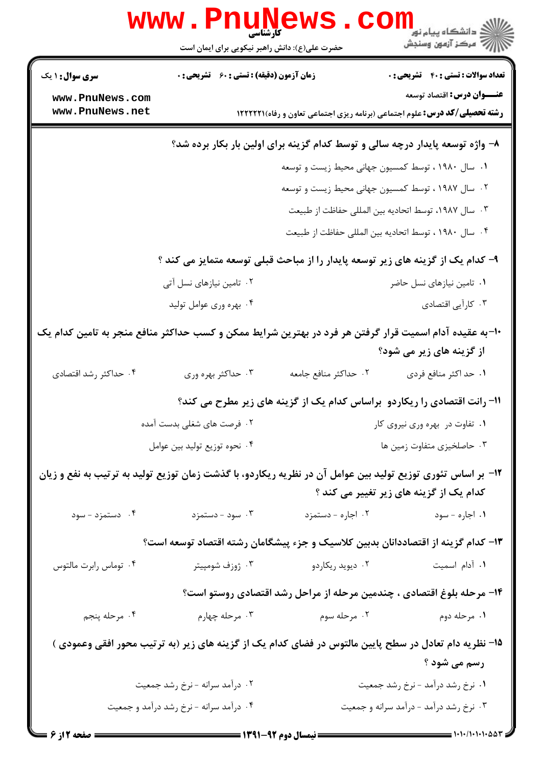سری سوال: ۱ یک | زمان آزمون (دقیقه): تستی: ۶۰ تشریحی: ۰ | تعداد سوالات: تستی: ۴۰ تشریحی: ۰

عنـــوان درس: اقتصاد توسعه

رشته تحصیلی/کد درس: علوم اجتماعی (برنامه ریزی اجتماعی تعاون و رفاه)۱۲۲۲۲۲۱

۸- واژه توسعه پایدار درچه سالی و توسط کدام گزینه برای اولین بار بکار برده شد؟

۱. سال ۱۹۸۰ ، توسط کمسیون جهانی محیط زیست و توسعه

۲. سال ۱۹۸۷ ، توسط کمسیون جهانی محیط زیست و توسعه

۳. سال ۱۹۸۷، توسط اتحادیه بین المللی حفاظت از طبیعت

۴. سال ۱۹۸۰ ، توسط اتحادیه بین المللی حفاظت از طبیعت

۹- کدام یک از گزینه های زیر توسعه پایدار را از مباحث قبلی توسعه متمایز می کند ؟

۱. تامین نیازهای نسل حاضر

۲. تامین نیازهای نسل آتی

۳. کارآیی اقتصادی

۴. بهره وری عوامل تولید

۱۰-به عقیده آدام اسمیت قرار گرفتن هر فرد در بهترین شرایط ممکن و کسب حداکثر منافع منجر به تامین کدام یک از گزینه های زیر می شود؟

۱. حد اکثر منافع فردی

۲. حداکثر منافع جامعه

۳. حداکثر بهره وری

۴. حداکثر رشد اقتصادی

۱۱- رانت اقتصادی را ریکاردو براساس کدام یک از گزینه های زیر مطرح می کند؟

۱. تفاوت در بهره وری نیروی کار

۲. فرصت های شغلی بدست آمده

۳. حاصلخیزی متفاوت زمین ها

۴. نحوه توزیع تولید بین عوامل

۱۲- بر اساس تئوری توزیع تولید بین عوامل آن در نظریه ریکاردو، با گذشت زمان توزیع تولید به ترتیب به نفع و زیان کدام یک از گزینه های زیر تغییر می کند ؟

۱. اجاره - سود

۲. اجاره - دستمزد

۳. سود - دستمزد

۴. دستمزد - سود

۱۳- کدام گزینه از اقتصاددانان بدبین کلاسیک و جزء پیشگامان رشته اقتصاد توسعه است؟

۱. آدام اسمیت

۲. دیوید ریکاردو

۳. ژوزف شومپیتر

۴. توماس رابرت مالتوس

۱۴- مرحله بلوغ اقتصادی ، چندمین مرحله از مراحل رشد اقتصادی روستو است؟

۱. مرحله دوم

۲. مرحله سوم

۳. مرحله چهارم

۴. مرحله پنجم

۱۵- نظریه دام تعادل در سطح پایین مالتوس در فضای کدام یک از گزینه های زیر (به ترتیب محور افقی وعمودی ) رسم می شود ؟

۱. نرخ رشد درآمد - نرخ رشد جمعیت

۲. درآمد سرانه - نرخ رشد جمعیت

۳. نرخ رشد درآمد - درآمد سرانه و جمعیت

۴. درآمد سرانه - نرخ رشد درآمد و جمعیت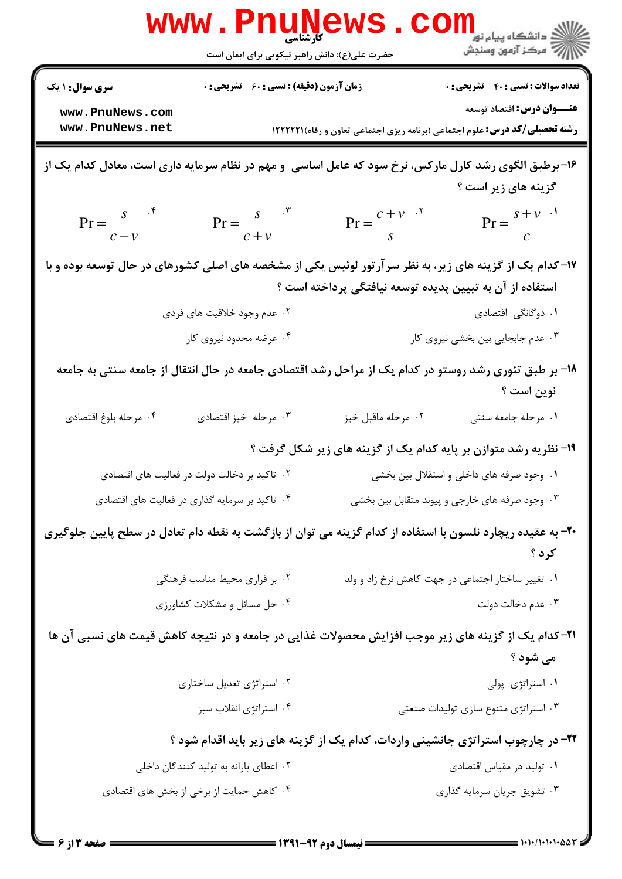۱۶- برطبق الگوی رشد کارل مارکس، نرخ سود که عامل اساسی و مهم در نظام سرمایه داری است، معادل کدام یک از گزینه های زیر است ؟

۱. $Pr = \frac{s+v}{c}$

۲. $Pr = \frac{c+v}{s}$

۳. $Pr = \frac{s}{c+v}$

۴. $Pr = \frac{s}{c-v}$

۱۷- کدام یک از گزینه های زیر، به نظر سرآرتور لوئیس یکی از مشخصه های اصلی کشورهای در حال توسعه بوده و با استفاده از آن به تبیین پدیده توسعه نیافتگی پرداخته است ؟

۱. دوگانگی اقتصادی

۲. عدم وجود خلاقیت های فردی

۳. عدم جابجایی بین بخشی نیروی کار

۴. عرضه محدود نیروی کار

۱۸- بر طبق تئوری رشد روستو در کدام یک از مراحل رشد اقتصادی جامعه در حال انتقال از جامعه سنتی به جامعه نوین است ؟

۱. مرحله جامعه سنتی

۲. مرحله ماقبل خیز

۳. مرحله خیز اقتصادی

۴. مرحله بلوغ اقتصادی

۱۹- نظریه رشد متوازن بر پایه کدام یک از گزینه های زیر شکل گرفت ؟

۱. وجود صرفه های داخلی و استقلال بین بخشی

۲. تاکید بر دخالت دولت در فعالیت های اقتصادی

۳. وجود صرفه های خارجی و پیوند متقابل بین بخشی

۴. تاکید بر سرمایه گذاری در فعالیت های اقتصادی

۲۰- به عقیده ریچارد نلسون با استفاده از کدام گزینه می توان از بازگشت به نقطه دام تعادل در سطح پایین جلوگیری کرد ؟

۱. تغییر ساختار اجتماعی در جهت کاهش نرخ زاد و ولد

۲. بر قراری محیط مناسب فرهنگی

۳. عدم دخالت دولت

۴. حل مسائل و مشکلات کشاورزی

۲۱- کدام یک از گزینه های زیر موجب افزایش محصولات غذایی در جامعه و در نتیجه کاهش قیمت های نسبی آن ها می شود ؟

۱. استراتژی پولی

۲. استراتژی تعدیل ساختاری

۳. استراتژی متنوع سازی تولیدات صنعتی

۴. استراتژی انقلاب سبز

۲۲- در چارچوب استراتژی جانشینی واردات، کدام یک از گزینه های زیر باید اقدام شود ؟

۱. تولید در مقیاس اقتصادی

۲. اعطای یارانه به تولید کنندگان داخلی

۳. تشویق جریان سرمایه گذاری

۴. کاهش حمایت از برخی از بخش های اقتصادی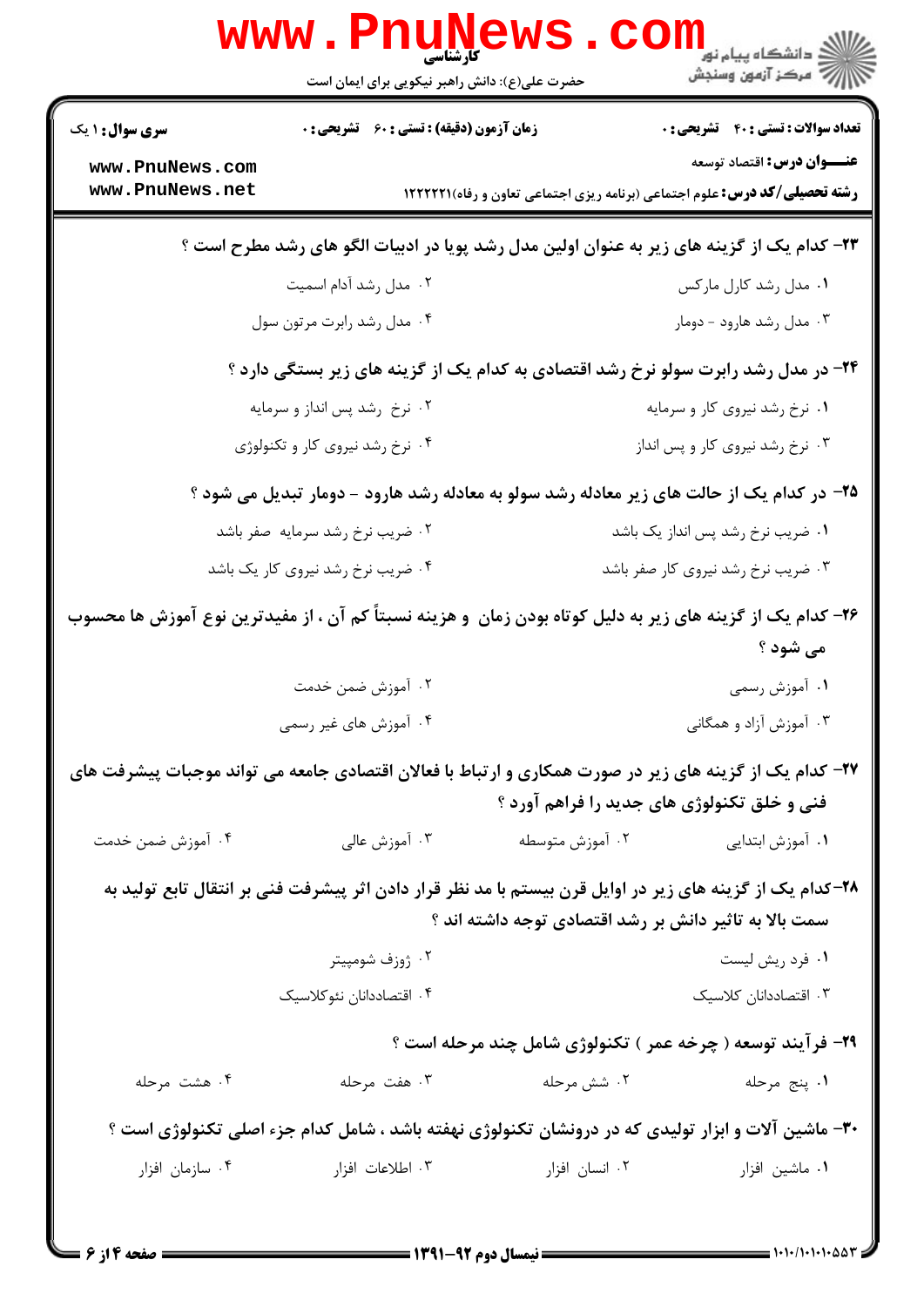۲۳- کدام یک از گزینه های زیر به عنوان اولین مدل رشد پویا در ادبیات الگو های رشد مطرح است ؟

۱. مدل رشد کارل مارکس
۲. مدل رشد آدام اسمیت
۳. مدل رشد هارود - دومار
۴. مدل رشد رابرت مرتون سول

۲۴- در مدل رشد رابرت سولو نرخ رشد اقتصادی به کدام یک از گزینه های زیر بستگی دارد ؟

۱. نرخ رشد نیروی کار و سرمایه
۲. نرخ رشد پس انداز و سرمایه
۳. نرخ رشد نیروی کار و پس انداز
۴. نرخ رشد نیروی کار و تکنولوژی

۲۵- در کدام یک از حالت های زیر معادله رشد سولو به معادله رشد هارود - دومار تبدیل می شود ؟

۱. ضریب نرخ رشد پس انداز یک باشد
۲. ضریب نرخ رشد سرمایه صفر باشد
۳. ضریب نرخ رشد نیروی کار صفر باشد
۴. ضریب نرخ رشد نیروی کار یک باشد

۲۶- کدام یک از گزینه های زیر به دلیل کوتاه بودن زمان و هزینه نسبتاً کم آن ، از مفیدترین نوع آموزش ها محسوب می شود ؟

۱. آموزش رسمی
۲. آموزش ضمن خدمت
۳. آموزش آزاد و همگانی
۴. آموزش های غیر رسمی

۲۷- کدام یک از گزینه های زیر در صورت همکاری و ارتباط با فعالان اقتصادی جامعه می تواند موجبات پیشرفت های فنی و خلق تکنولوژی های جدید را فراهم آورد ؟

۱. آموزش ابتدایی
۲. آموزش متوسطه
۳. آموزش عالی
۴. آموزش ضمن خدمت

۲۸-کدام یک از گزینه های زیر در اوایل قرن بیستم با مد نظر قرار دادن اثر پیشرفت فنی بر انتقال تابع تولید به سمت بالا به تاثیر دانش بر رشد اقتصادی توجه داشته اند ؟

۱. فرد ریش لیست
۲. ژوزف شومپیتر
۳. اقتصاددانان کلاسیک
۴. اقتصاددانان نئوکلاسیک

۲۹- فرآیند توسعه ( چرخه عمر ) تکنولوژی شامل چند مرحله است ؟

۱. پنج مرحله
۲. شش مرحله
۳. هفت مرحله
۴. هشت مرحله

۳۰- ماشین آلات و ابزار تولیدی که در درونشان تکنولوژی نهفته باشد ، شامل کدام جزء اصلی تکنولوژی است ؟

۱. ماشین افزار
۲. انسان افزار
۳. اطلاعات افزار
۴. سازمان افزار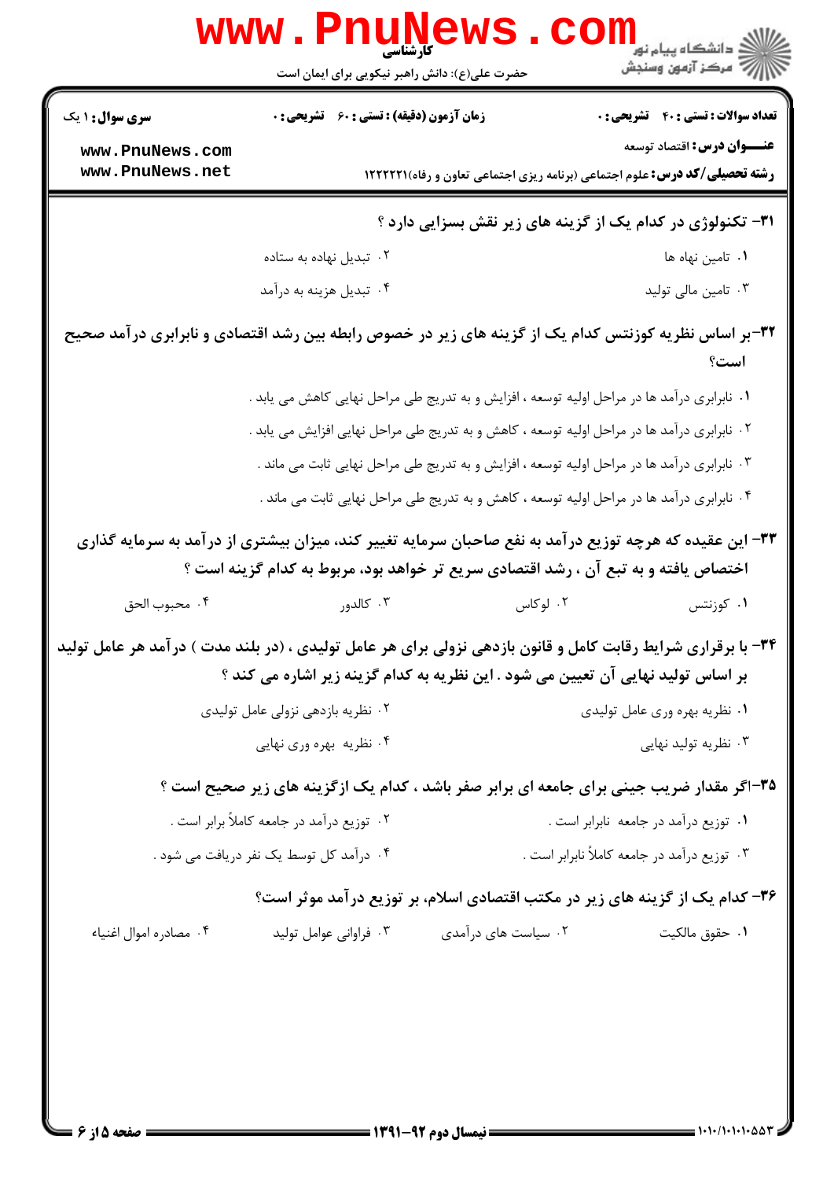۳۱- تکنولوژی در کدام یک از گزینه های زیر نقش بسزایی دارد ؟

۱. تامین نهاده ها
۲. تبدیل نهاده به ستاده
۳. تامین مالی تولید
۴. تبدیل هزینه به درآمد

۳۲-بر اساس نظریه کوزنتس کدام یک از گزینه های زیر در خصوص رابطه بین رشد اقتصادی و نابرابری درآمد صحیح است؟

۱. نابرابری درآمد ها در مراحل اولیه توسعه ، افزایش و به تدریج طی مراحل نهایی کاهش می یابد .
۲. نابرابری درآمد ها در مراحل اولیه توسعه ، کاهش و به تدریج طی مراحل نهایی افزایش می یابد .
۳. نابرابری درآمد ها در مراحل اولیه توسعه ، افزایش و به تدریج طی مراحل نهایی ثابت می ماند .
۴. نابرابری درآمد ها در مراحل اولیه توسعه ، کاهش و به تدریج طی مراحل نهایی ثابت می ماند .

۳۳- این عقیده که هرچه توزیع درآمد به نفع صاحبان سرمایه تغییر کند، میزان بیشتری از درآمد به سرمایه گذاری اختصاص یافته و به تبع آن ، رشد اقتصادی سریع تر خواهد بود، مربوط به کدام گزینه است ؟

۱. کوزنتس
۲. لوکاس
۳. کالدور
۴. محبوب الحق

۳۴- با برقراری شرایط رقابت کامل و قانون بازدهی نزولی برای هر عامل تولیدی ، (در بلند مدت ) درآمد هر عامل تولید بر اساس تولید نهایی آن تعیین می شود . این نظریه به کدام گزینه زیر اشاره می کند ؟

۱. نظریه بهره وری عامل تولیدی
۲. نظریه بازدهی نزولی عامل تولیدی
۳. نظریه تولید نهایی
۴. نظریه بهره وری نهایی

۳۵-اگر مقدار ضریب جینی برای جامعه ای برابر صفر باشد ، کدام یک ازگزینه های زیر صحیح است ؟

۱. توزیع درآمد در جامعه نابرابر است .
۲. توزیع درآمد در جامعه کاملاً برابر است .
۳. توزیع درآمد در جامعه کاملاً نابرابر است .
۴. درآمد کل توسط یک نفر دریافت می شود .

۳۶- کدام یک از گزینه های زیر در مکتب اقتصادی اسلام، بر توزیع درآمد موثر است؟

۱. حقوق مالکیت
۲. سیاست های درآمدی
۳. فراوانی عوامل تولید
۴. مصادره اموال اغنیاء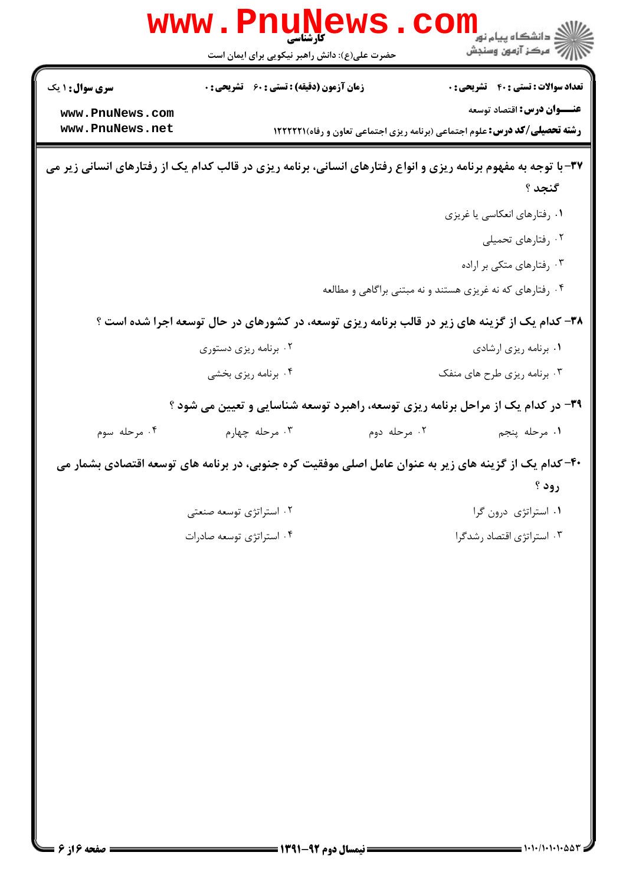۳۷- با توجه به مفهوم برنامه ریزی و انواع رفتارهای انسانی، برنامه ریزی در قالب کدام یک از رفتارهای انسانی زیر می گنجد ؟

۱. رفتارهای انعکاسی یا غریزی

۲. رفتارهای تحمیلی

۳. رفتارهای متکی بر اراده

۴. رفتارهای که نه غریزی هستند و نه مبتنی براگاهی و مطالعه

۳۸- کدام یک از گزینه های زیر در قالب برنامه ریزی توسعه، در کشورهای در حال توسعه اجرا شده است ؟

۱. برنامه ریزی ارشادی

۲. برنامه ریزی دستوری

۳. برنامه ریزی طرح های منفک

۴. برنامه ریزی بخشی

۳۹- در کدام یک از مراحل برنامه ریزی توسعه، راهبرد توسعه شناسایی و تعیین می شود ؟

۱. مرحله پنجم

۲. مرحله دوم

۳. مرحله چهارم

۴. مرحله سوم

۴۰- کدام یک از گزینه های زیر به عنوان عامل اصلی موفقیت کره جنوبی، در برنامه های توسعه اقتصادی بشمار می رود ؟

۱. استراتژی درون گرا

۲. استراتژی توسعه صنعتی

۳. استراتژی اقتصاد رشدگرا

۴. استراتژی توسعه صادرات